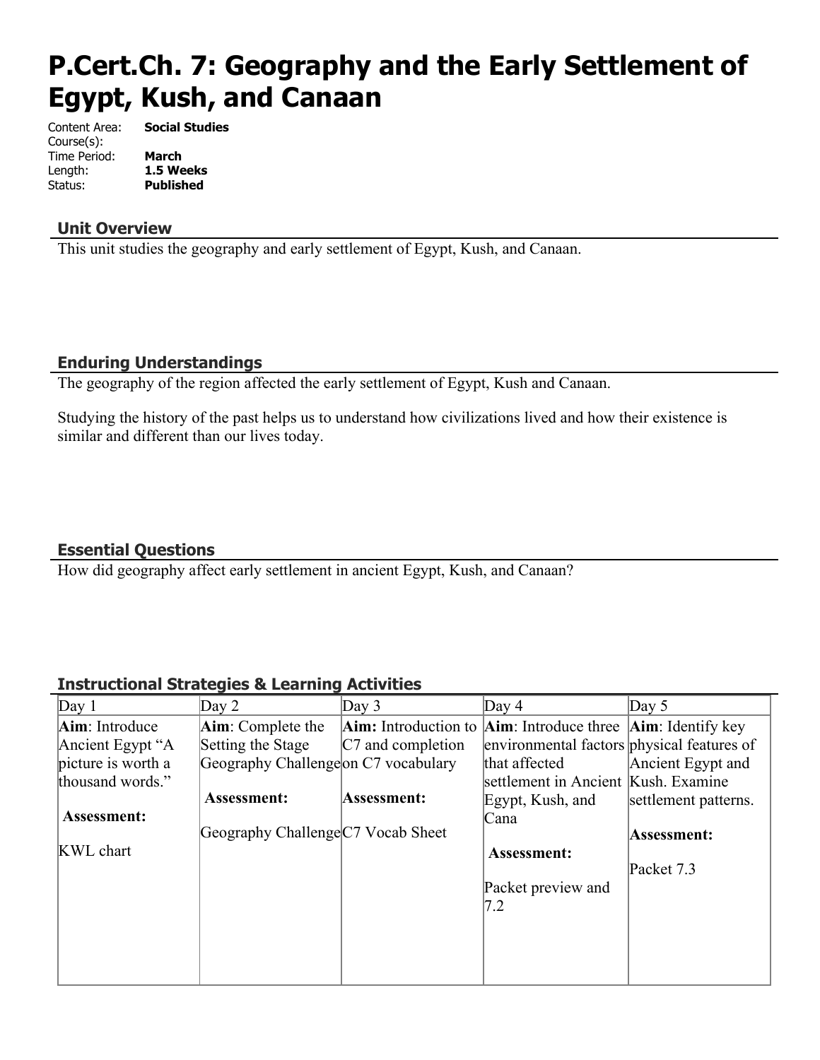# P.Cert.Ch. 7: Geography and the Early Settlement of Egypt, Kush, and Canaan

Content Area: **Social Studies**
Course(s):
Time Period: **March**
Length: **1.5 Weeks**
Status: **Published**

## Unit Overview

This unit studies the geography and early settlement of Egypt, Kush, and Canaan.

## Enduring Understandings

The geography of the region affected the early settlement of Egypt, Kush and Canaan.

Studying the history of the past helps us to understand how civilizations lived and how their existence is similar and different than our lives today.

## Essential Questions

How did geography affect early settlement in ancient Egypt, Kush, and Canaan?

## Instructional Strategies & Learning Activities

| Day 1 | Day 2 | Day 3 | Day 4 | Day 5 |
|---|---|---|---|---|
| **Aim**: Introduce Ancient Egypt "A picture is worth a thousand words."<br><br>**Assessment:**<br><br>KWL chart | **Aim**: Complete the Setting the Stage Geography Challenge<br><br>**Assessment:**<br><br>Geography Challenge | **Aim:** Introduction to C7 and completion on C7 vocabulary<br><br>**Assessment:**<br><br>C7 Vocab Sheet | **Aim**: Introduce three environmental factors that affected settlement in Ancient Egypt, Kush, and Cana<br><br>**Assessment:**<br><br>Packet preview and 7.2 | **Aim**: Identify key physical features of Ancient Egypt and Kush. Examine settlement patterns.<br><br>**Assessment:**<br><br>Packet 7.3 |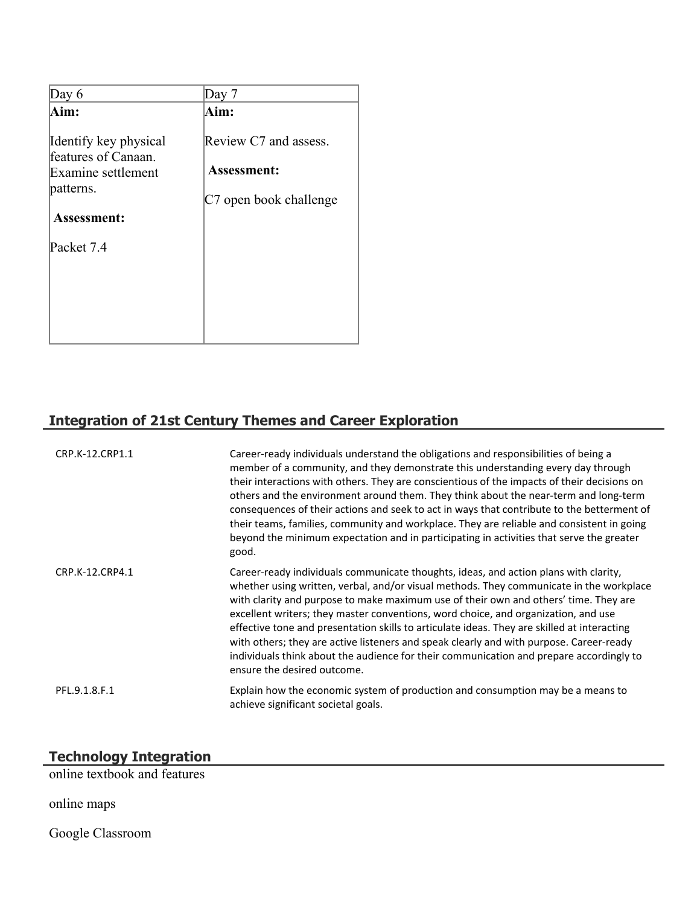| Day 6 | Day 7 |
| --- | --- |
| **Aim:**<br><br>Identify key physical features of Canaan. Examine settlement patterns.<br><br>**Assessment:**<br><br>Packet 7.4 | **Aim:**<br><br>Review C7 and assess.<br><br>**Assessment:**<br><br>C7 open book challenge |

## Integration of 21st Century Themes and Career Exploration

| | |
| --- | --- |
| CRP.K-12.CRP1.1 | Career-ready individuals understand the obligations and responsibilities of being a member of a community, and they demonstrate this understanding every day through their interactions with others. They are conscientious of the impacts of their decisions on others and the environment around them. They think about the near-term and long-term consequences of their actions and seek to act in ways that contribute to the betterment of their teams, families, community and workplace. They are reliable and consistent in going beyond the minimum expectation and in participating in activities that serve the greater good. |
| CRP.K-12.CRP4.1 | Career-ready individuals communicate thoughts, ideas, and action plans with clarity, whether using written, verbal, and/or visual methods. They communicate in the workplace with clarity and purpose to make maximum use of their own and others' time. They are excellent writers; they master conventions, word choice, and organization, and use effective tone and presentation skills to articulate ideas. They are skilled at interacting with others; they are active listeners and speak clearly and with purpose. Career-ready individuals think about the audience for their communication and prepare accordingly to ensure the desired outcome. |
| PFL.9.1.8.F.1 | Explain how the economic system of production and consumption may be a means to achieve significant societal goals. |

## Technology Integration

online textbook and features

online maps

Google Classroom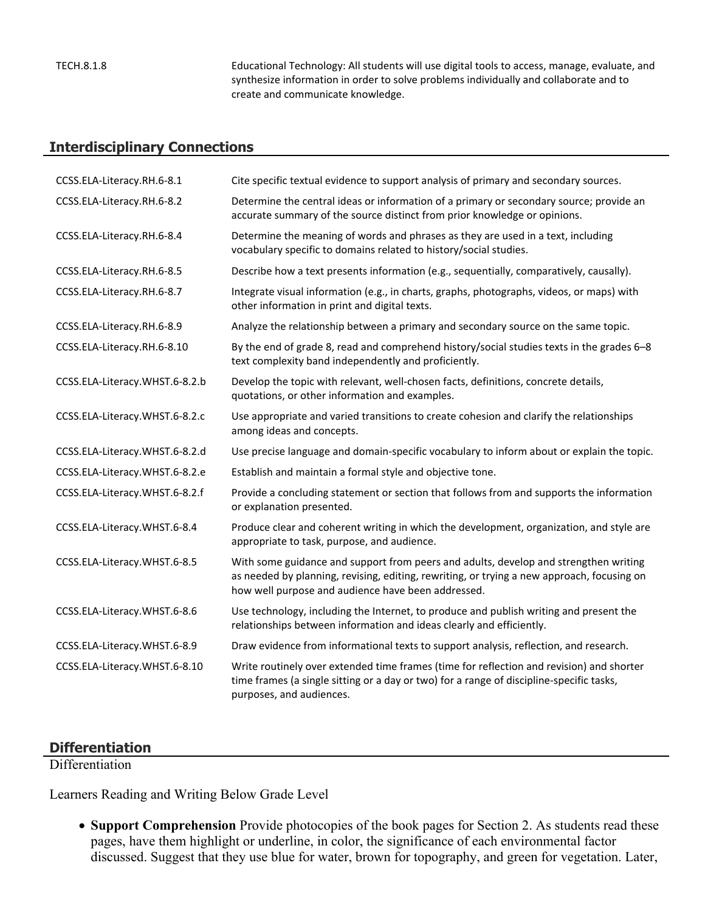| | |
|---|---|
| TECH.8.1.8 | Educational Technology: All students will use digital tools to access, manage, evaluate, and synthesize information in order to solve problems individually and collaborate and to create and communicate knowledge. |

## Interdisciplinary Connections

| | |
|---|---|
| CCSS.ELA-Literacy.RH.6-8.1 | Cite specific textual evidence to support analysis of primary and secondary sources. |
| CCSS.ELA-Literacy.RH.6-8.2 | Determine the central ideas or information of a primary or secondary source; provide an accurate summary of the source distinct from prior knowledge or opinions. |
| CCSS.ELA-Literacy.RH.6-8.4 | Determine the meaning of words and phrases as they are used in a text, including vocabulary specific to domains related to history/social studies. |
| CCSS.ELA-Literacy.RH.6-8.5 | Describe how a text presents information (e.g., sequentially, comparatively, causally). |
| CCSS.ELA-Literacy.RH.6-8.7 | Integrate visual information (e.g., in charts, graphs, photographs, videos, or maps) with other information in print and digital texts. |
| CCSS.ELA-Literacy.RH.6-8.9 | Analyze the relationship between a primary and secondary source on the same topic. |
| CCSS.ELA-Literacy.RH.6-8.10 | By the end of grade 8, read and comprehend history/social studies texts in the grades 6–8 text complexity band independently and proficiently. |
| CCSS.ELA-Literacy.WHST.6-8.2.b | Develop the topic with relevant, well-chosen facts, definitions, concrete details, quotations, or other information and examples. |
| CCSS.ELA-Literacy.WHST.6-8.2.c | Use appropriate and varied transitions to create cohesion and clarify the relationships among ideas and concepts. |
| CCSS.ELA-Literacy.WHST.6-8.2.d | Use precise language and domain-specific vocabulary to inform about or explain the topic. |
| CCSS.ELA-Literacy.WHST.6-8.2.e | Establish and maintain a formal style and objective tone. |
| CCSS.ELA-Literacy.WHST.6-8.2.f | Provide a concluding statement or section that follows from and supports the information or explanation presented. |
| CCSS.ELA-Literacy.WHST.6-8.4 | Produce clear and coherent writing in which the development, organization, and style are appropriate to task, purpose, and audience. |
| CCSS.ELA-Literacy.WHST.6-8.5 | With some guidance and support from peers and adults, develop and strengthen writing as needed by planning, revising, editing, rewriting, or trying a new approach, focusing on how well purpose and audience have been addressed. |
| CCSS.ELA-Literacy.WHST.6-8.6 | Use technology, including the Internet, to produce and publish writing and present the relationships between information and ideas clearly and efficiently. |
| CCSS.ELA-Literacy.WHST.6-8.9 | Draw evidence from informational texts to support analysis, reflection, and research. |
| CCSS.ELA-Literacy.WHST.6-8.10 | Write routinely over extended time frames (time for reflection and revision) and shorter time frames (a single sitting or a day or two) for a range of discipline-specific tasks, purposes, and audiences. |

## Differentiation

Differentiation

Learners Reading and Writing Below Grade Level

- **Support Comprehension** Provide photocopies of the book pages for Section 2. As students read these pages, have them highlight or underline, in color, the significance of each environmental factor discussed. Suggest that they use blue for water, brown for topography, and green for vegetation. Later,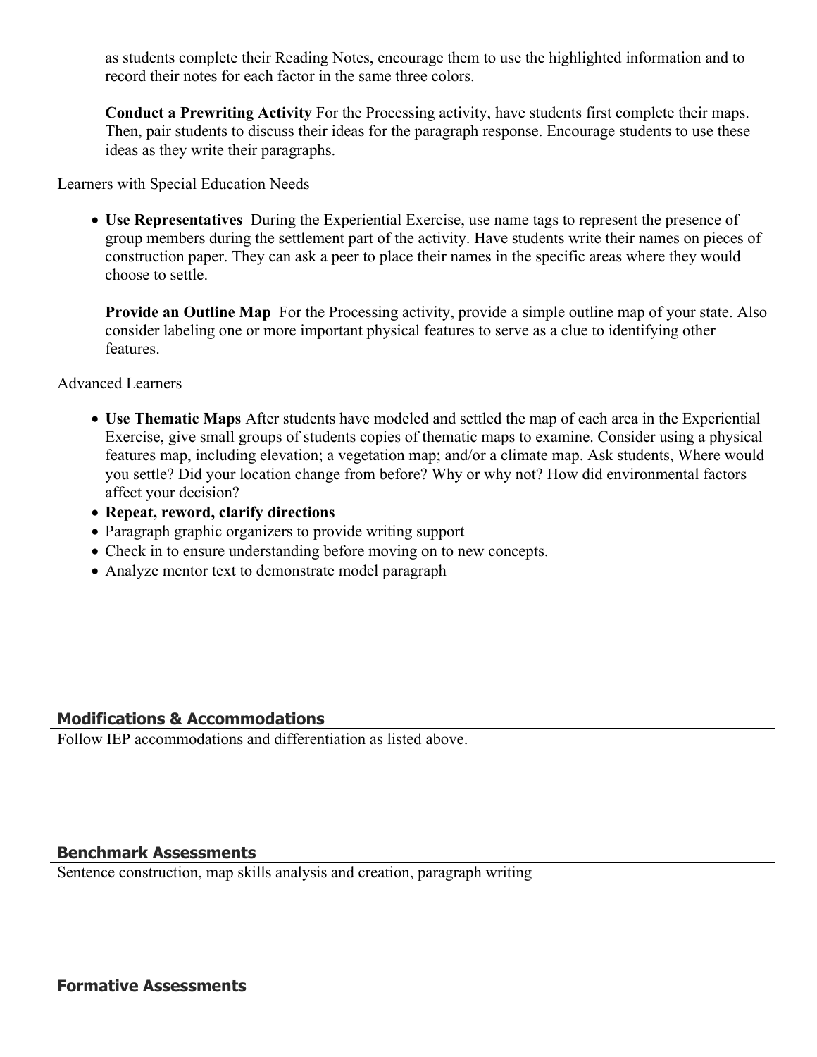as students complete their Reading Notes, encourage them to use the highlighted information and to record their notes for each factor in the same three colors.

**Conduct a Prewriting Activity** For the Processing activity, have students first complete their maps. Then, pair students to discuss their ideas for the paragraph response. Encourage students to use these ideas as they write their paragraphs.

Learners with Special Education Needs

- **Use Representatives** During the Experiential Exercise, use name tags to represent the presence of group members during the settlement part of the activity. Have students write their names on pieces of construction paper. They can ask a peer to place their names in the specific areas where they would choose to settle.

  **Provide an Outline Map** For the Processing activity, provide a simple outline map of your state. Also consider labeling one or more important physical features to serve as a clue to identifying other features.

Advanced Learners

- **Use Thematic Maps** After students have modeled and settled the map of each area in the Experiential Exercise, give small groups of students copies of thematic maps to examine. Consider using a physical features map, including elevation; a vegetation map; and/or a climate map. Ask students, Where would you settle? Did your location change from before? Why or why not? How did environmental factors affect your decision?
- **Repeat, reword, clarify directions**
- Paragraph graphic organizers to provide writing support
- Check in to ensure understanding before moving on to new concepts.
- Analyze mentor text to demonstrate model paragraph

## Modifications & Accommodations

Follow IEP accommodations and differentiation as listed above.

## Benchmark Assessments

Sentence construction, map skills analysis and creation, paragraph writing

## Formative Assessments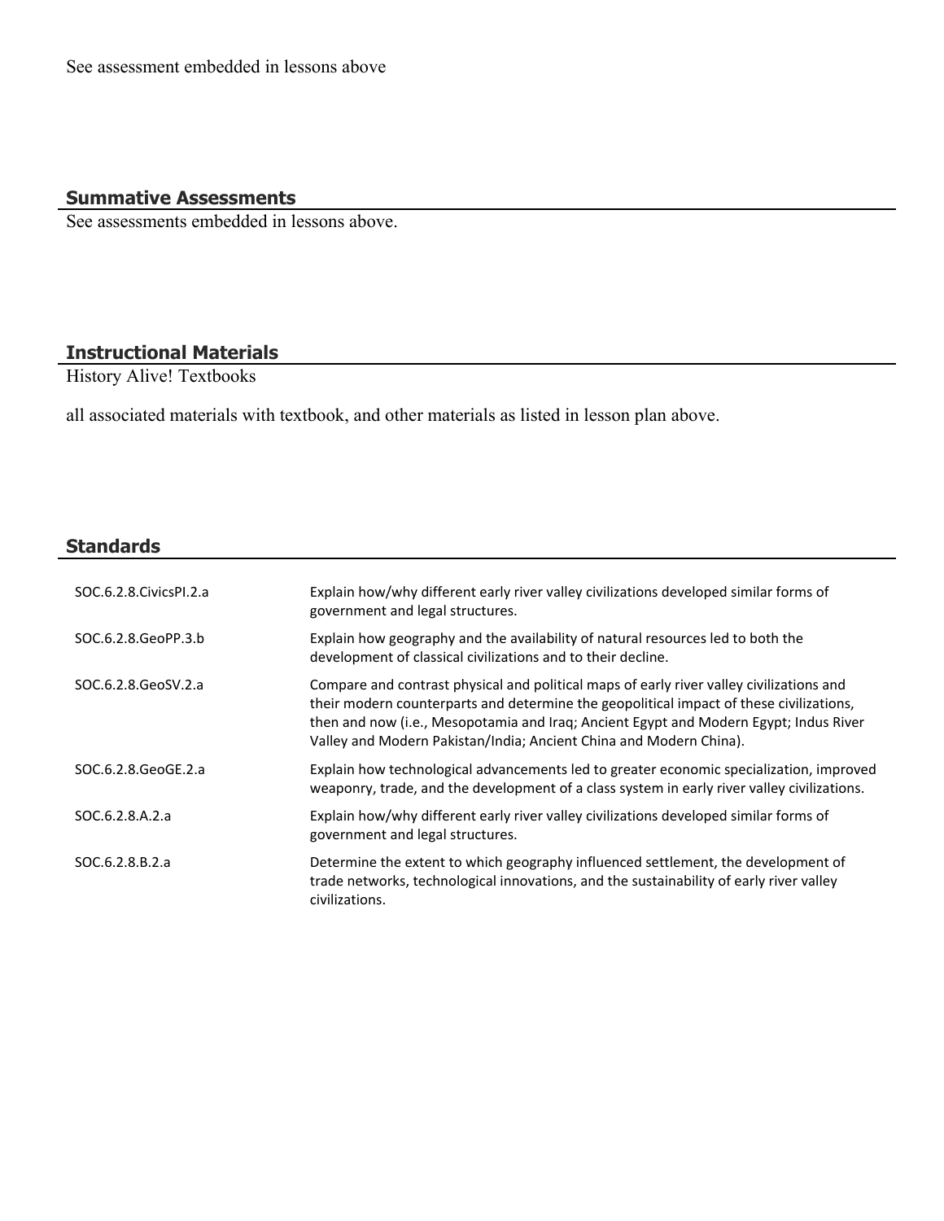See assessment embedded in lessons above

## Summative Assessments

See assessments embedded in lessons above.

## Instructional Materials

History Alive! Textbooks

all associated materials with textbook, and other materials as listed in lesson plan above.

## Standards

| | |
|---|---|
| SOC.6.2.8.CivicsPI.2.a | Explain how/why different early river valley civilizations developed similar forms of government and legal structures. |
| SOC.6.2.8.GeoPP.3.b | Explain how geography and the availability of natural resources led to both the development of classical civilizations and to their decline. |
| SOC.6.2.8.GeoSV.2.a | Compare and contrast physical and political maps of early river valley civilizations and their modern counterparts and determine the geopolitical impact of these civilizations, then and now (i.e., Mesopotamia and Iraq; Ancient Egypt and Modern Egypt; Indus River Valley and Modern Pakistan/India; Ancient China and Modern China). |
| SOC.6.2.8.GeoGE.2.a | Explain how technological advancements led to greater economic specialization, improved weaponry, trade, and the development of a class system in early river valley civilizations. |
| SOC.6.2.8.A.2.a | Explain how/why different early river valley civilizations developed similar forms of government and legal structures. |
| SOC.6.2.8.B.2.a | Determine the extent to which geography influenced settlement, the development of trade networks, technological innovations, and the sustainability of early river valley civilizations. |